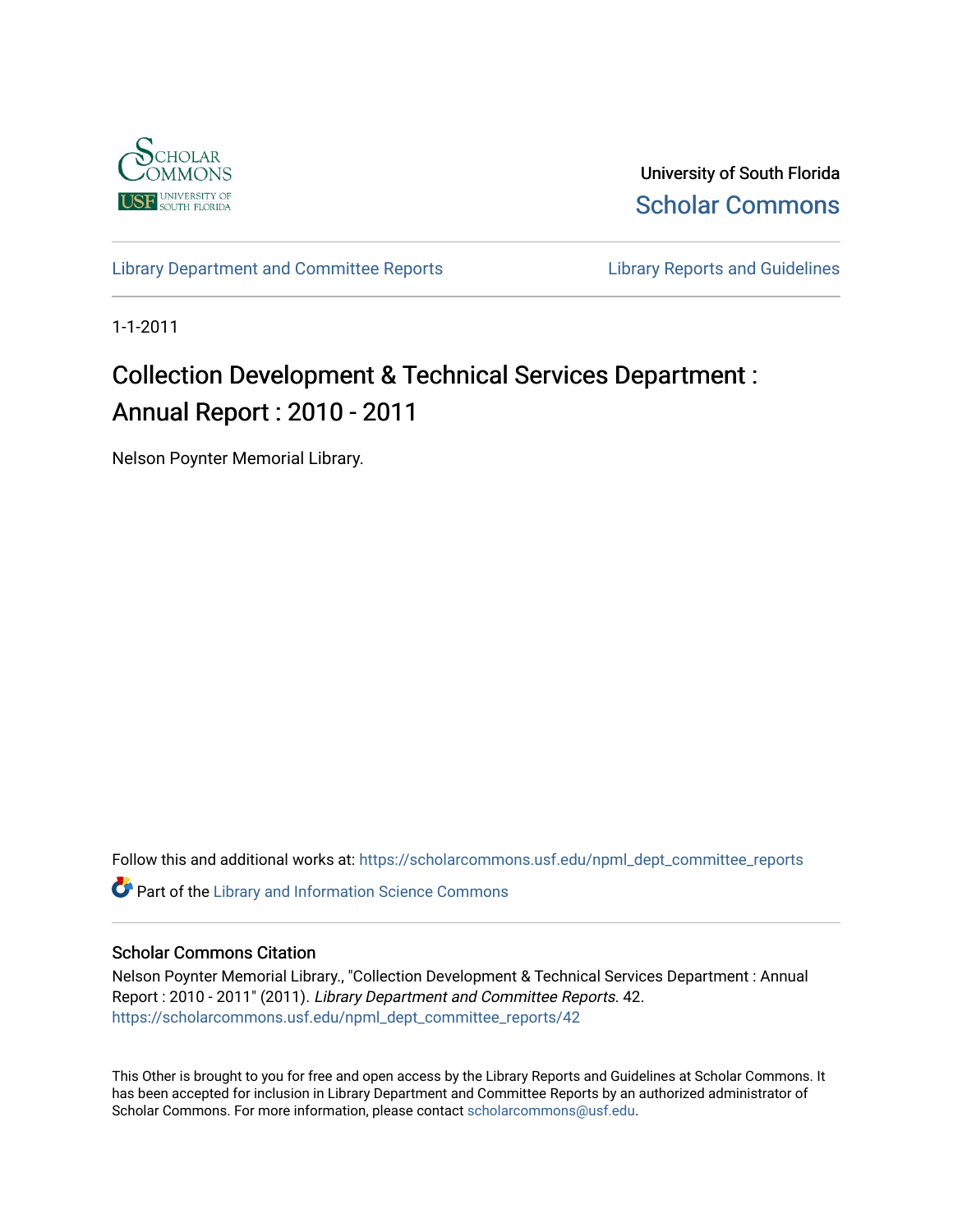University of South Florida
Scholar Commons

Library Department and Committee Reports | Library Reports and Guidelines

1-1-2011

# Collection Development & Technical Services Department : Annual Report : 2010 - 2011

Nelson Poynter Memorial Library.

Follow this and additional works at: https://scholarcommons.usf.edu/npml_dept_committee_reports

Part of the Library and Information Science Commons

## Scholar Commons Citation

Nelson Poynter Memorial Library., "Collection Development & Technical Services Department : Annual Report : 2010 - 2011" (2011). *Library Department and Committee Reports*. 42.
https://scholarcommons.usf.edu/npml_dept_committee_reports/42

This Other is brought to you for free and open access by the Library Reports and Guidelines at Scholar Commons. It has been accepted for inclusion in Library Department and Committee Reports by an authorized administrator of Scholar Commons. For more information, please contact scholarcommons@usf.edu.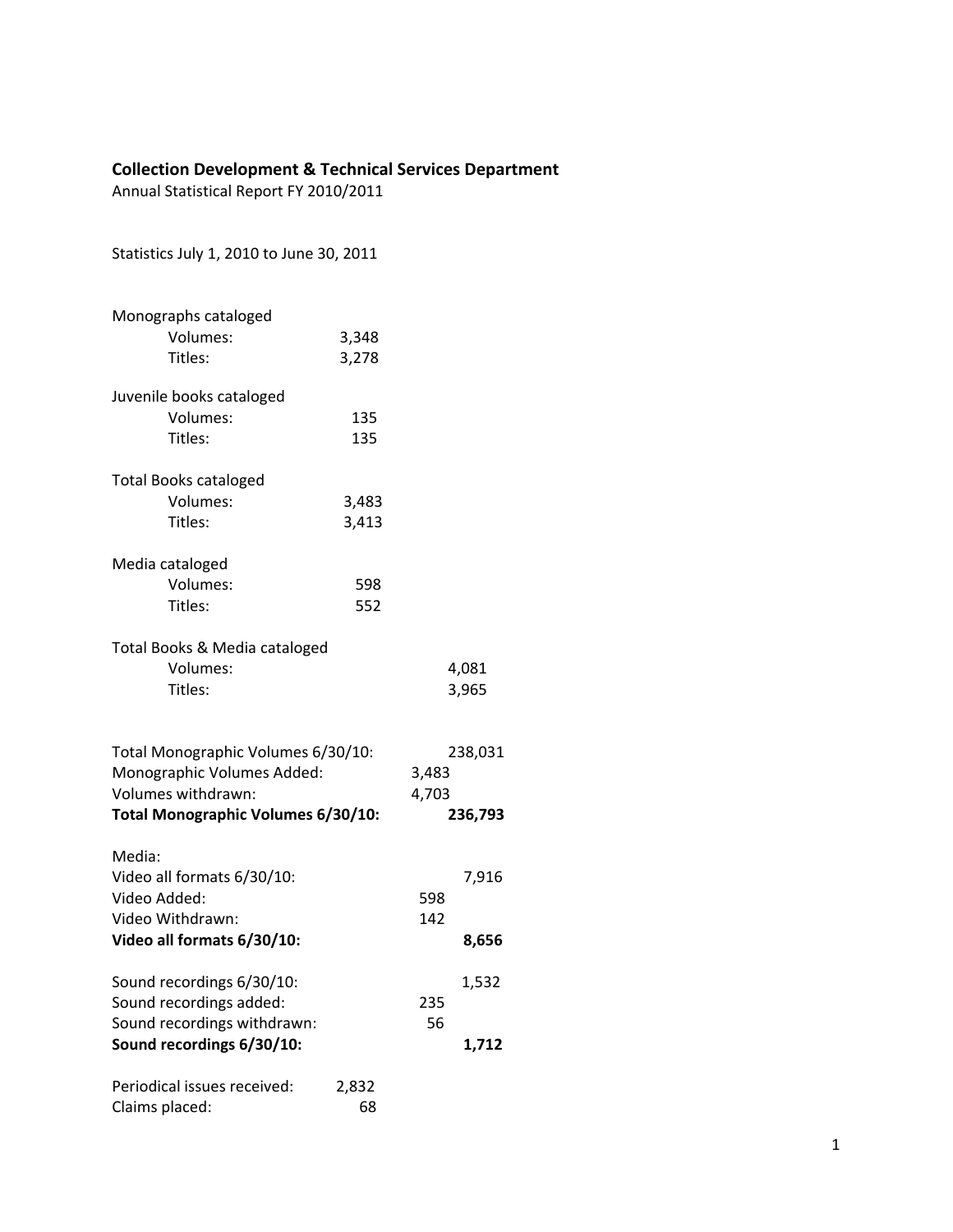**Collection Development & Technical Services Department**

Annual Statistical Report FY 2010/2011

Statistics July 1, 2010 to June 30, 2011

Monographs cataloged

| | |
|---|---|
| Volumes: | 3,348 |
| Titles: | 3,278 |

Juvenile books cataloged

| | |
|---|---|
| Volumes: | 135 |
| Titles: | 135 |

Total Books cataloged

| | |
|---|---|
| Volumes: | 3,483 |
| Titles: | 3,413 |

Media cataloged

| | |
|---|---|
| Volumes: | 598 |
| Titles: | 552 |

Total Books & Media cataloged

| | |
|---|---|
| Volumes: | 4,081 |
| Titles: | 3,965 |

| | | |
|---|---|---|
| Total Monographic Volumes 6/30/10: | | 238,031 |
| Monographic Volumes Added: | 3,483 | |
| Volumes withdrawn: | 4,703 | |
| **Total Monographic Volumes 6/30/10:** | | **236,793** |

Media:

| | | |
|---|---|---|
| Video all formats 6/30/10: | | 7,916 |
| Video Added: | 598 | |
| Video Withdrawn: | 142 | |
| **Video all formats 6/30/10:** | | **8,656** |

| | | |
|---|---|---|
| Sound recordings 6/30/10: | | 1,532 |
| Sound recordings added: | 235 | |
| Sound recordings withdrawn: | 56 | |
| **Sound recordings 6/30/10:** | | **1,712** |

| | |
|---|---|
| Periodical issues received: | 2,832 |
| Claims placed: | 68 |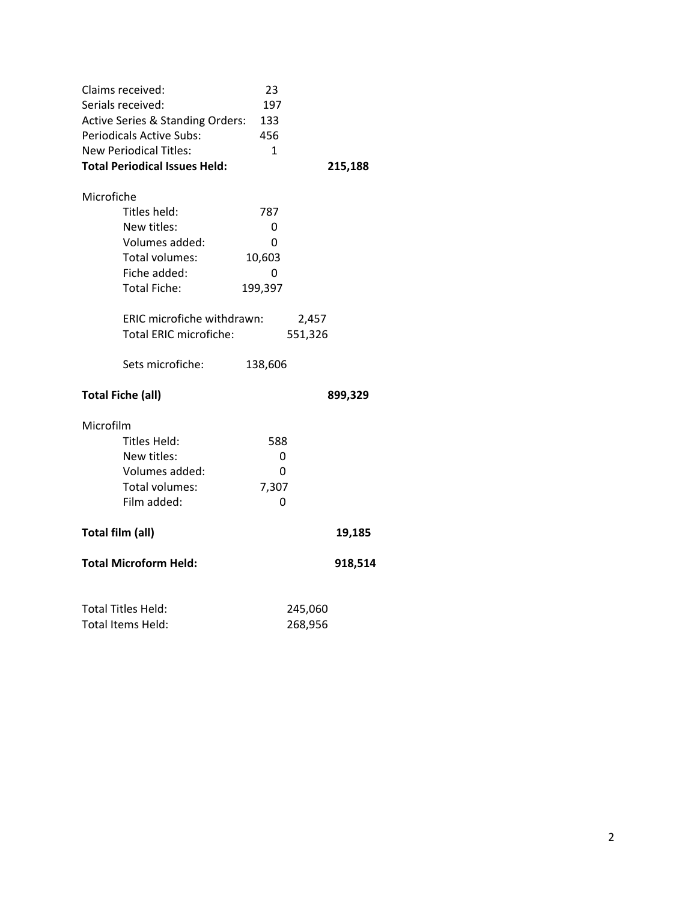| | | |
|---|---|---|
| Claims received: | 23 | |
| Serials received: | 197 | |
| Active Series & Standing Orders: | 133 | |
| Periodicals Active Subs: | 456 | |
| New Periodical Titles: | 1 | |
| **Total Periodical Issues Held:** | | **215,188** |

Microfiche

| | | |
|---|---|---|
| Titles held: | 787 | |
| New titles: | 0 | |
| Volumes added: | 0 | |
| Total volumes: | 10,603 | |
| Fiche added: | 0 | |
| Total Fiche: | 199,397 | |
| ERIC microfiche withdrawn: | 2,457 | |
| Total ERIC microfiche: | 551,326 | |
| Sets microfiche: | 138,606 | |
| **Total Fiche (all)** | | **899,329** |

Microfilm

| | | |
|---|---|---|
| Titles Held: | 588 | |
| New titles: | 0 | |
| Volumes added: | 0 | |
| Total volumes: | 7,307 | |
| Film added: | 0 | |
| **Total film (all)** | | **19,185** |
| **Total Microform Held:** | | **918,514** |

| | |
|---|---|
| Total Titles Held: | 245,060 |
| Total Items Held: | 268,956 |